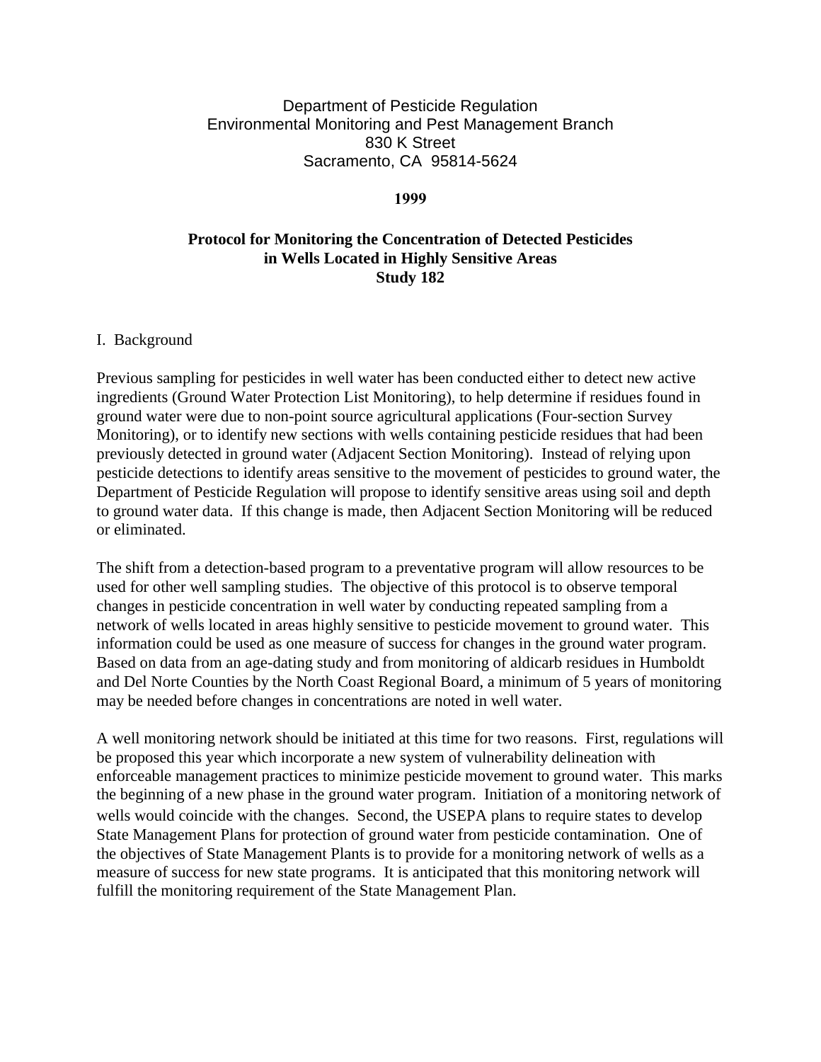Department of Pesticide Regulation
Environmental Monitoring and Pest Management Branch
830 K Street
Sacramento, CA 95814-5624

**1999**

# Protocol for Monitoring the Concentration of Detected Pesticides in Wells Located in Highly Sensitive Areas Study 182

## I. Background

Previous sampling for pesticides in well water has been conducted either to detect new active ingredients (Ground Water Protection List Monitoring), to help determine if residues found in ground water were due to non-point source agricultural applications (Four-section Survey Monitoring), or to identify new sections with wells containing pesticide residues that had been previously detected in ground water (Adjacent Section Monitoring). Instead of relying upon pesticide detections to identify areas sensitive to the movement of pesticides to ground water, the Department of Pesticide Regulation will propose to identify sensitive areas using soil and depth to ground water data. If this change is made, then Adjacent Section Monitoring will be reduced or eliminated.

The shift from a detection-based program to a preventative program will allow resources to be used for other well sampling studies. The objective of this protocol is to observe temporal changes in pesticide concentration in well water by conducting repeated sampling from a network of wells located in areas highly sensitive to pesticide movement to ground water. This information could be used as one measure of success for changes in the ground water program. Based on data from an age-dating study and from monitoring of aldicarb residues in Humboldt and Del Norte Counties by the North Coast Regional Board, a minimum of 5 years of monitoring may be needed before changes in concentrations are noted in well water.

A well monitoring network should be initiated at this time for two reasons. First, regulations will be proposed this year which incorporate a new system of vulnerability delineation with enforceable management practices to minimize pesticide movement to ground water. This marks the beginning of a new phase in the ground water program. Initiation of a monitoring network of wells would coincide with the changes. Second, the USEPA plans to require states to develop State Management Plans for protection of ground water from pesticide contamination. One of the objectives of State Management Plants is to provide for a monitoring network of wells as a measure of success for new state programs. It is anticipated that this monitoring network will fulfill the monitoring requirement of the State Management Plan.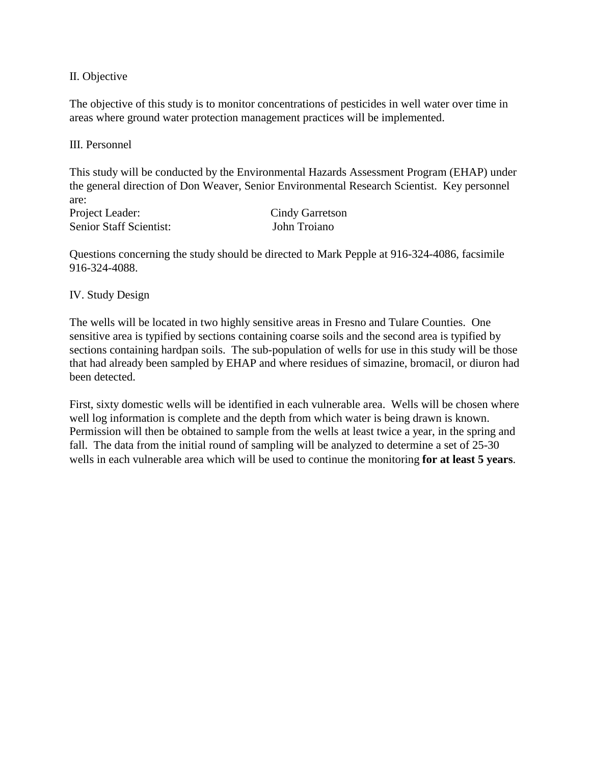## II. Objective

The objective of this study is to monitor concentrations of pesticides in well water over time in areas where ground water protection management practices will be implemented.

## III. Personnel

This study will be conducted by the Environmental Hazards Assessment Program (EHAP) under the general direction of Don Weaver, Senior Environmental Research Scientist. Key personnel are:

Project Leader: Cindy Garretson
Senior Staff Scientist: John Troiano

Questions concerning the study should be directed to Mark Pepple at 916-324-4086, facsimile 916-324-4088.

## IV. Study Design

The wells will be located in two highly sensitive areas in Fresno and Tulare Counties. One sensitive area is typified by sections containing coarse soils and the second area is typified by sections containing hardpan soils. The sub-population of wells for use in this study will be those that had already been sampled by EHAP and where residues of simazine, bromacil, or diuron had been detected.

First, sixty domestic wells will be identified in each vulnerable area. Wells will be chosen where well log information is complete and the depth from which water is being drawn is known. Permission will then be obtained to sample from the wells at least twice a year, in the spring and fall. The data from the initial round of sampling will be analyzed to determine a set of 25-30 wells in each vulnerable area which will be used to continue the monitoring **for at least 5 years**.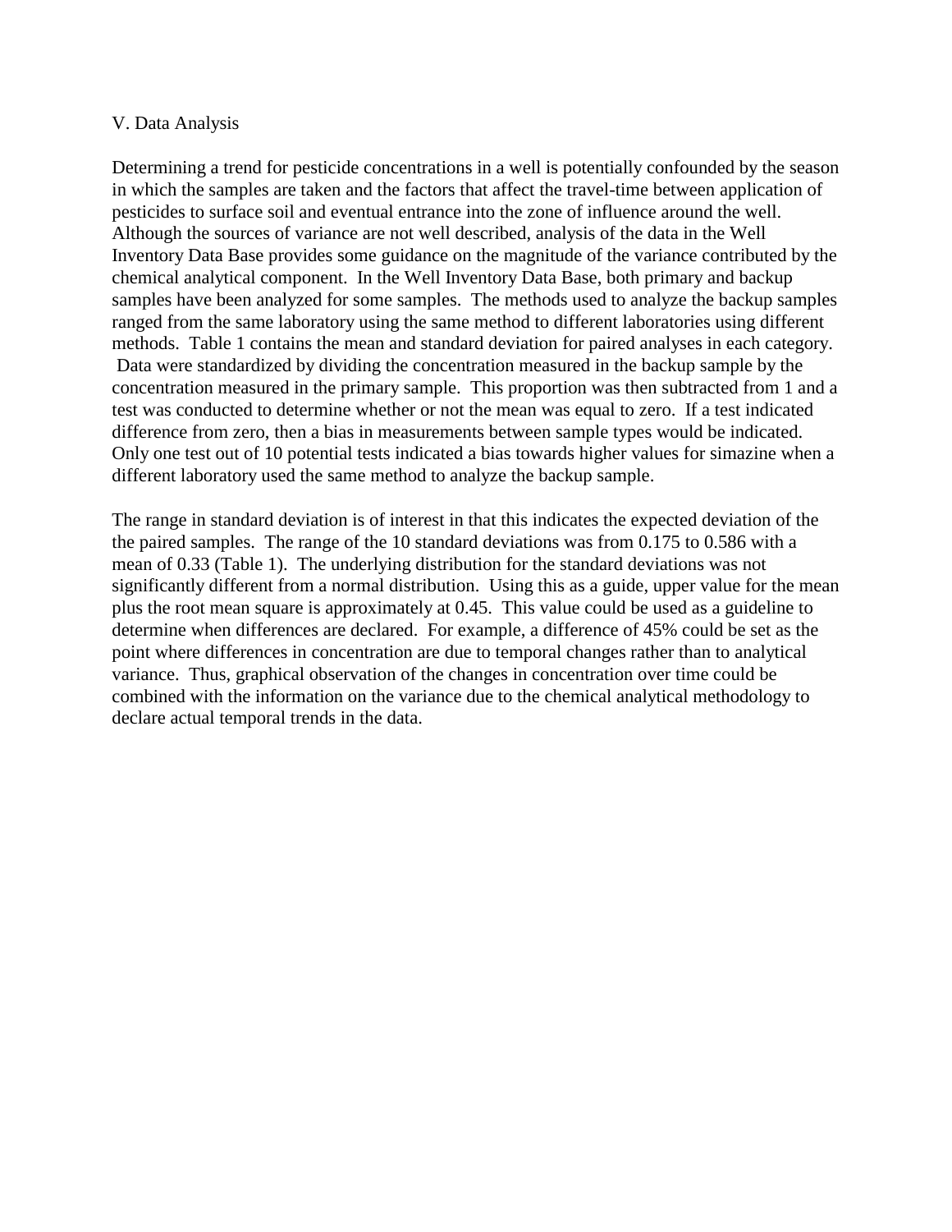## V. Data Analysis

Determining a trend for pesticide concentrations in a well is potentially confounded by the season in which the samples are taken and the factors that affect the travel-time between application of pesticides to surface soil and eventual entrance into the zone of influence around the well. Although the sources of variance are not well described, analysis of the data in the Well Inventory Data Base provides some guidance on the magnitude of the variance contributed by the chemical analytical component. In the Well Inventory Data Base, both primary and backup samples have been analyzed for some samples. The methods used to analyze the backup samples ranged from the same laboratory using the same method to different laboratories using different methods. Table 1 contains the mean and standard deviation for paired analyses in each category. Data were standardized by dividing the concentration measured in the backup sample by the concentration measured in the primary sample. This proportion was then subtracted from 1 and a test was conducted to determine whether or not the mean was equal to zero. If a test indicated difference from zero, then a bias in measurements between sample types would be indicated. Only one test out of 10 potential tests indicated a bias towards higher values for simazine when a different laboratory used the same method to analyze the backup sample.

The range in standard deviation is of interest in that this indicates the expected deviation of the the paired samples. The range of the 10 standard deviations was from 0.175 to 0.586 with a mean of 0.33 (Table 1). The underlying distribution for the standard deviations was not significantly different from a normal distribution. Using this as a guide, upper value for the mean plus the root mean square is approximately at 0.45. This value could be used as a guideline to determine when differences are declared. For example, a difference of 45% could be set as the point where differences in concentration are due to temporal changes rather than to analytical variance. Thus, graphical observation of the changes in concentration over time could be combined with the information on the variance due to the chemical analytical methodology to declare actual temporal trends in the data.